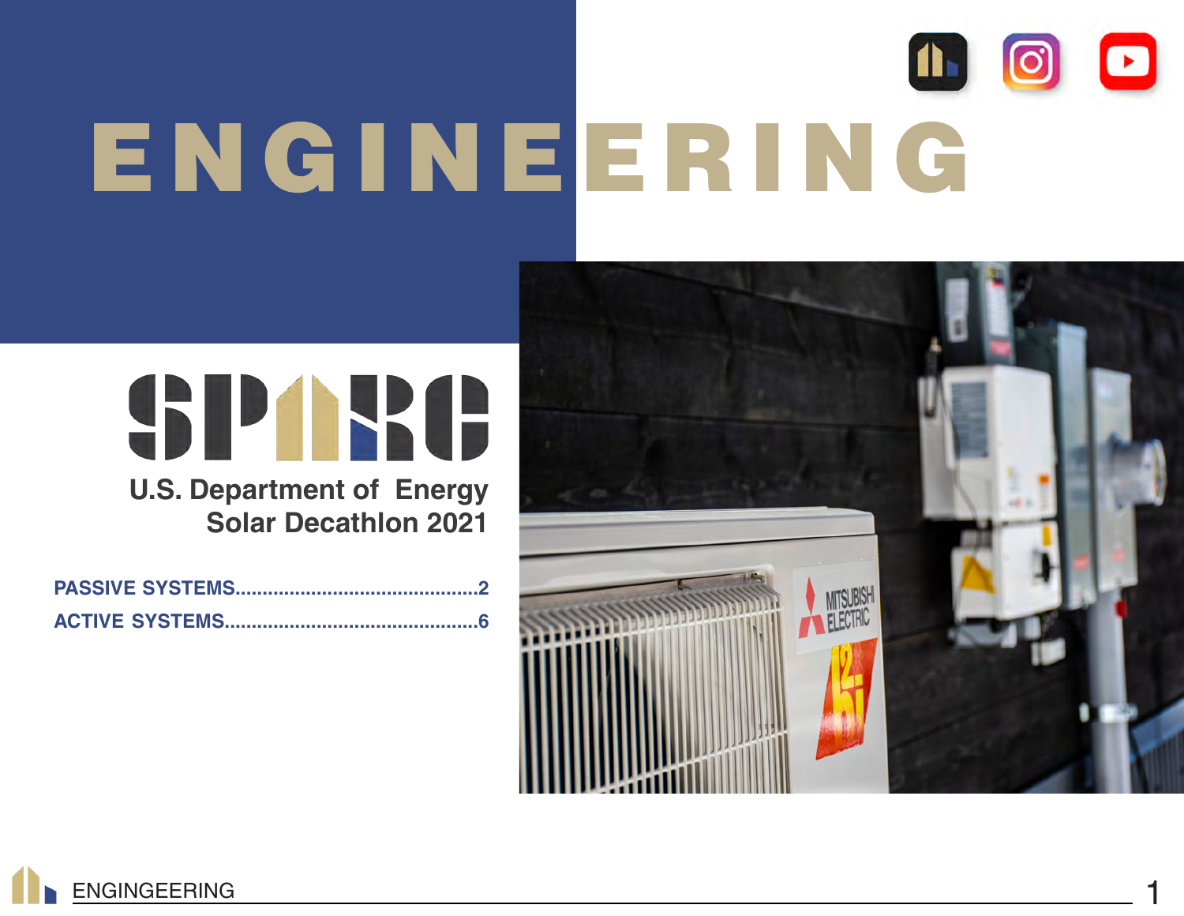# ENGINEERING

SPARC

U.S. Department of Energy
Solar Decathlon 2021

PASSIVE SYSTEMS............................................2
ACTIVE SYSTEMS..............................................6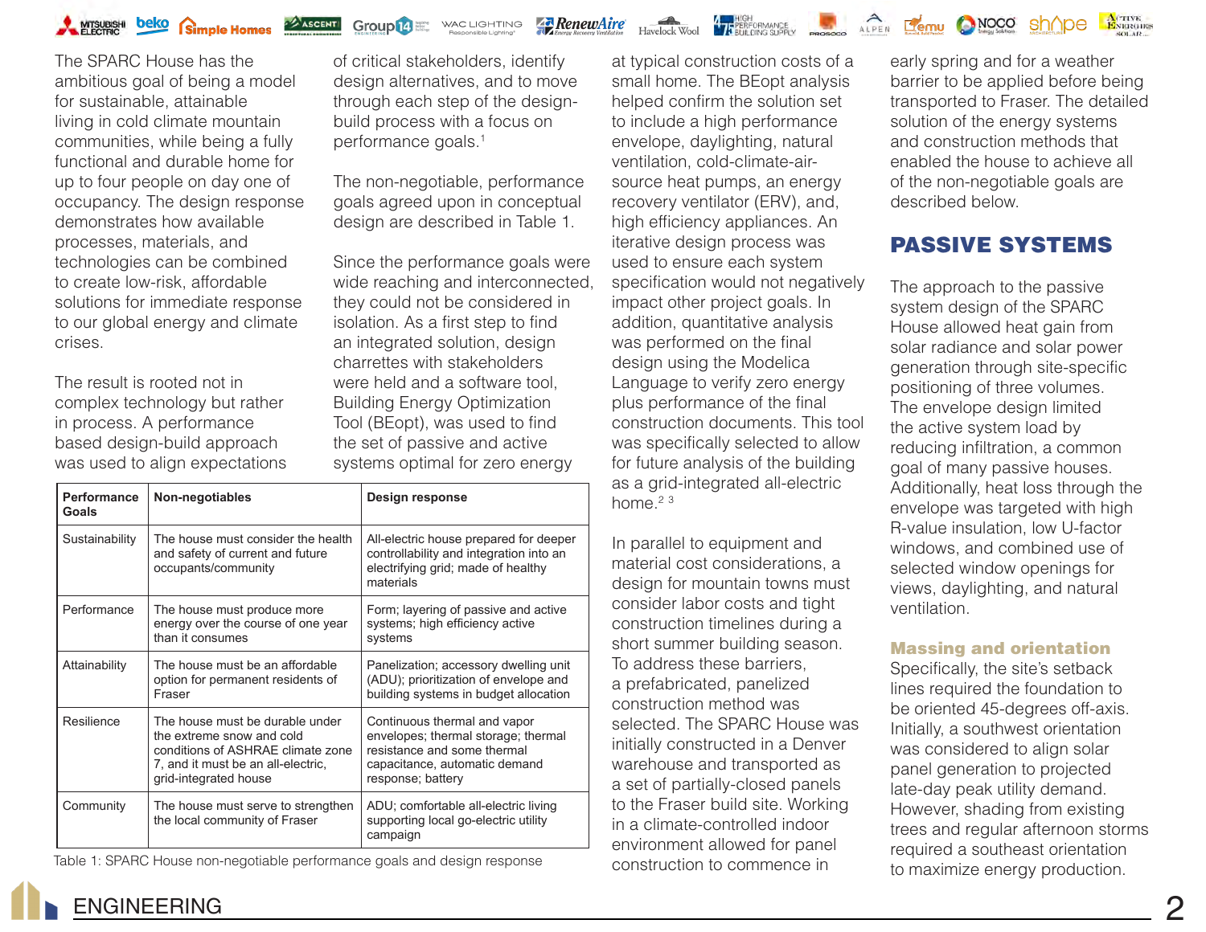The SPARC House has the ambitious goal of being a model for sustainable, attainable living in cold climate mountain communities, while being a fully functional and durable home for up to four people on day one of occupancy. The design response demonstrates how available processes, materials, and technologies can be combined to create low-risk, affordable solutions for immediate response to our global energy and climate crises.

The result is rooted not in complex technology but rather in process. A performance based design-build approach was used to align expectations of critical stakeholders, identify design alternatives, and to move through each step of the design-build process with a focus on performance goals.[1]

The non-negotiable, performance goals agreed upon in conceptual design are described in Table 1.

| Performance Goals | Non-negotiables | Design response |
|---|---|---|
| Sustainability | The house must consider the health and safety of current and future occupants/community | All-electric house prepared for deeper controllability and integration into an electrifying grid; made of healthy materials |
| Performance | The house must produce more energy over the course of one year than it consumes | Form; layering of passive and active systems; high efficiency active systems |
| Attainability | The house must be an affordable option for permanent residents of Fraser | Panelization; accessory dwelling unit (ADU); prioritization of envelope and building systems in budget allocation |
| Resilience | The house must be durable under the extreme snow and cold conditions of ASHRAE climate zone 7, and it must be an all-electric, grid-integrated house | Continuous thermal and vapor envelopes; thermal storage; thermal resistance and some thermal capacitance, automatic demand response; battery |
| Community | The house must serve to strengthen the local community of Fraser | ADU; comfortable all-electric living supporting local go-electric utility campaign |

Table 1: SPARC House non-negotiable performance goals and design response

Since the performance goals were wide reaching and interconnected, they could not be considered in isolation. As a first step to find an integrated solution, design charrettes with stakeholders were held and a software tool, Building Energy Optimization Tool (BEopt), was used to find the set of passive and active systems optimal for zero energy at typical construction costs of a small home. The BEopt analysis helped confirm the solution set to include a high performance envelope, daylighting, natural ventilation, cold-climate-air-source heat pumps, an energy recovery ventilator (ERV), and, high efficiency appliances. An iterative design process was used to ensure each system specification would not negatively impact other project goals. In addition, quantitative analysis was performed on the final design using the Modelica Language to verify zero energy plus performance of the final construction documents. This tool was specifically selected to allow for future analysis of the building as a grid-integrated all-electric home.[2 3]

In parallel to equipment and material cost considerations, a design for mountain towns must consider labor costs and tight construction timelines during a short summer building season. To address these barriers, a prefabricated, panelized construction method was selected. The SPARC House was initially constructed in a Denver warehouse and transported as a set of partially-closed panels to the Fraser build site. Working in a climate-controlled indoor environment allowed for panel construction to commence in early spring and for a weather barrier to be applied before being transported to Fraser. The detailed solution of the energy systems and construction methods that enabled the house to achieve all of the non-negotiable goals are described below.

## PASSIVE SYSTEMS

The approach to the passive system design of the SPARC House allowed heat gain from solar radiance and solar power generation through site-specific positioning of three volumes. The envelope design limited the active system load by reducing infiltration, a common goal of many passive houses. Additionally, heat loss through the envelope was targeted with high R-value insulation, low U-factor windows, and combined use of selected window openings for views, daylighting, and natural ventilation.

### Massing and orientation

Specifically, the site's setback lines required the foundation to be oriented 45-degrees off-axis. Initially, a southwest orientation was considered to align solar panel generation to projected late-day peak utility demand. However, shading from existing trees and regular afternoon storms required a southeast orientation to maximize energy production.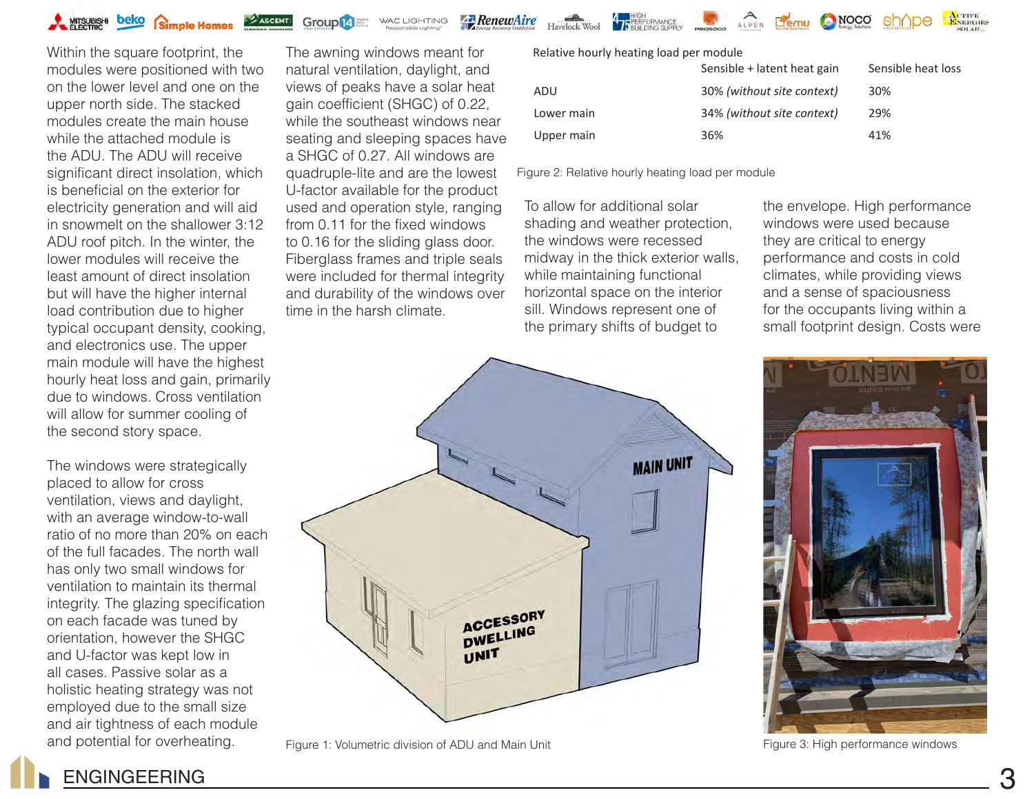Within the square footprint, the modules were positioned with two on the lower level and one on the upper north side. The stacked modules create the main house while the attached module is the ADU. The ADU will receive significant direct insolation, which is beneficial on the exterior for electricity generation and will aid in snowmelt on the shallower 3:12 ADU roof pitch. In the winter, the lower modules will receive the least amount of direct insolation but will have the higher internal load contribution due to higher typical occupant density, cooking, and electronics use. The upper main module will have the highest hourly heat loss and gain, primarily due to windows. Cross ventilation will allow for summer cooling of the second story space.

The windows were strategically placed to allow for cross ventilation, views and daylight, with an average window-to-wall ratio of no more than 20% on each of the full facades. The north wall has only two small windows for ventilation to maintain its thermal integrity. The glazing specification on each facade was tuned by orientation, however the SHGC and U-factor was kept low in all cases. Passive solar as a holistic heating strategy was not employed due to the small size and air tightness of each module and potential for overheating.

The awning windows meant for natural ventilation, daylight, and views of peaks have a solar heat gain coefficient (SHGC) of 0.22, while the southeast windows near seating and sleeping spaces have a SHGC of 0.27. All windows are quadruple-lite and the lowest U-factor available for the product used and operation style, ranging from 0.11 for the fixed windows to 0.16 for the sliding glass door. Fiberglass frames and triple seals were included for thermal integrity and durability of the windows over time in the harsh climate.

Figure 1: Volumetric division of ADU and Main Unit

Relative hourly heating load per module

| | Sensible + latent heat gain | Sensible heat loss |
|---|---|---|
| ADU | 30% *(without site context)* | 30% |
| Lower main | 34% *(without site context)* | 29% |
| Upper main | 36% | 41% |

Figure 2: Relative hourly heating load per module

To allow for additional solar shading and weather protection, the windows were recessed midway in the thick exterior walls, while maintaining functional horizontal space on the interior sill. Windows represent one of the primary shifts of budget to the envelope. High performance windows were used because they are critical to energy performance and costs in cold climates, while providing views and a sense of spaciousness for the occupants living within a small footprint design. Costs were

Figure 3: High performance windows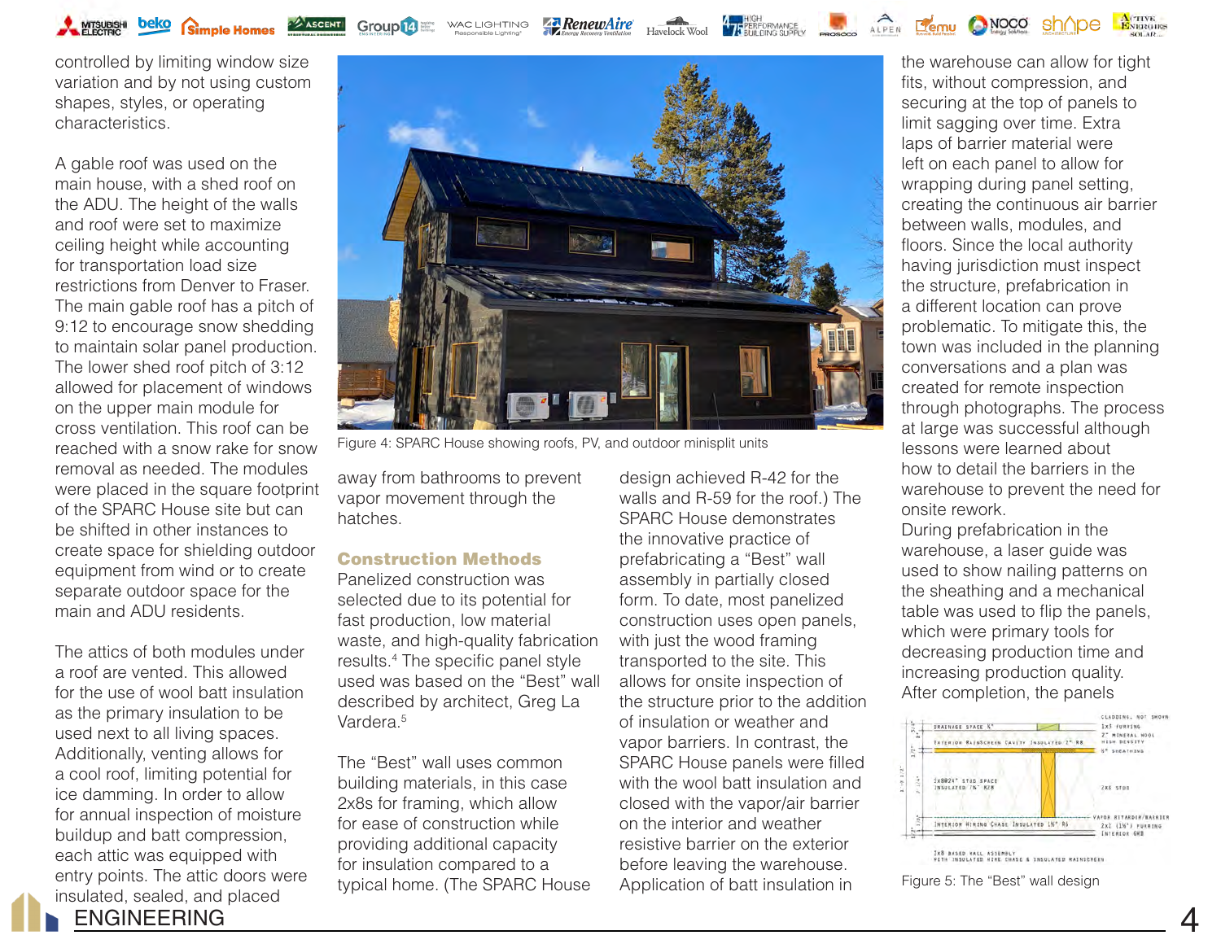controlled by limiting window size variation and by not using custom shapes, styles, or operating characteristics.

A gable roof was used on the main house, with a shed roof on the ADU. The height of the walls and roof were set to maximize ceiling height while accounting for transportation load size restrictions from Denver to Fraser. The main gable roof has a pitch of 9:12 to encourage snow shedding to maintain solar panel production. The lower shed roof pitch of 3:12 allowed for placement of windows on the upper main module for cross ventilation. This roof can be reached with a snow rake for snow removal as needed. The modules were placed in the square footprint of the SPARC House site but can be shifted in other instances to create space for shielding outdoor equipment from wind or to create separate outdoor space for the main and ADU residents.

The attics of both modules under a roof are vented. This allowed for the use of wool batt insulation as the primary insulation to be used next to all living spaces. Additionally, venting allows for a cool roof, limiting potential for ice damming. In order to allow for annual inspection of moisture buildup and batt compression, each attic was equipped with entry points. The attic doors were insulated, sealed, and placed away from bathrooms to prevent vapor movement through the hatches.

Figure 4: SPARC House showing roofs, PV, and outdoor minisplit units

## Construction Methods

Panelized construction was selected due to its potential for fast production, low material waste, and high-quality fabrication results.[4] The specific panel style used was based on the "Best" wall described by architect, Greg La Vardera.[5]

The "Best" wall uses common building materials, in this case 2x8s for framing, which allow for ease of construction while providing additional capacity for insulation compared to a typical home. (The SPARC House design achieved R-42 for the walls and R-59 for the roof.) The SPARC House demonstrates the innovative practice of prefabricating a "Best" wall assembly in partially closed form. To date, most panelized construction uses open panels, with just the wood framing transported to the site. This allows for onsite inspection of the structure prior to the addition of insulation or weather and vapor barriers. In contrast, the SPARC House panels were filled with the wool batt insulation and closed with the vapor/air barrier on the interior and weather resistive barrier on the exterior before leaving the warehouse. Application of batt insulation in the warehouse can allow for tight fits, without compression, and securing at the top of panels to limit sagging over time. Extra laps of barrier material were left on each panel to allow for wrapping during panel setting, creating the continuous air barrier between walls, modules, and floors. Since the local authority having jurisdiction must inspect the structure, prefabrication in a different location can prove problematic. To mitigate this, the town was included in the planning conversations and a plan was created for remote inspection through photographs. The process at large was successful although lessons were learned about how to detail the barriers in the warehouse to prevent the need for onsite rework.

During prefabrication in the warehouse, a laser guide was used to show nailing patterns on the sheathing and a mechanical table was used to flip the panels, which were primary tools for decreasing production time and increasing production quality. After completion, the panels

Figure 5: The "Best" wall design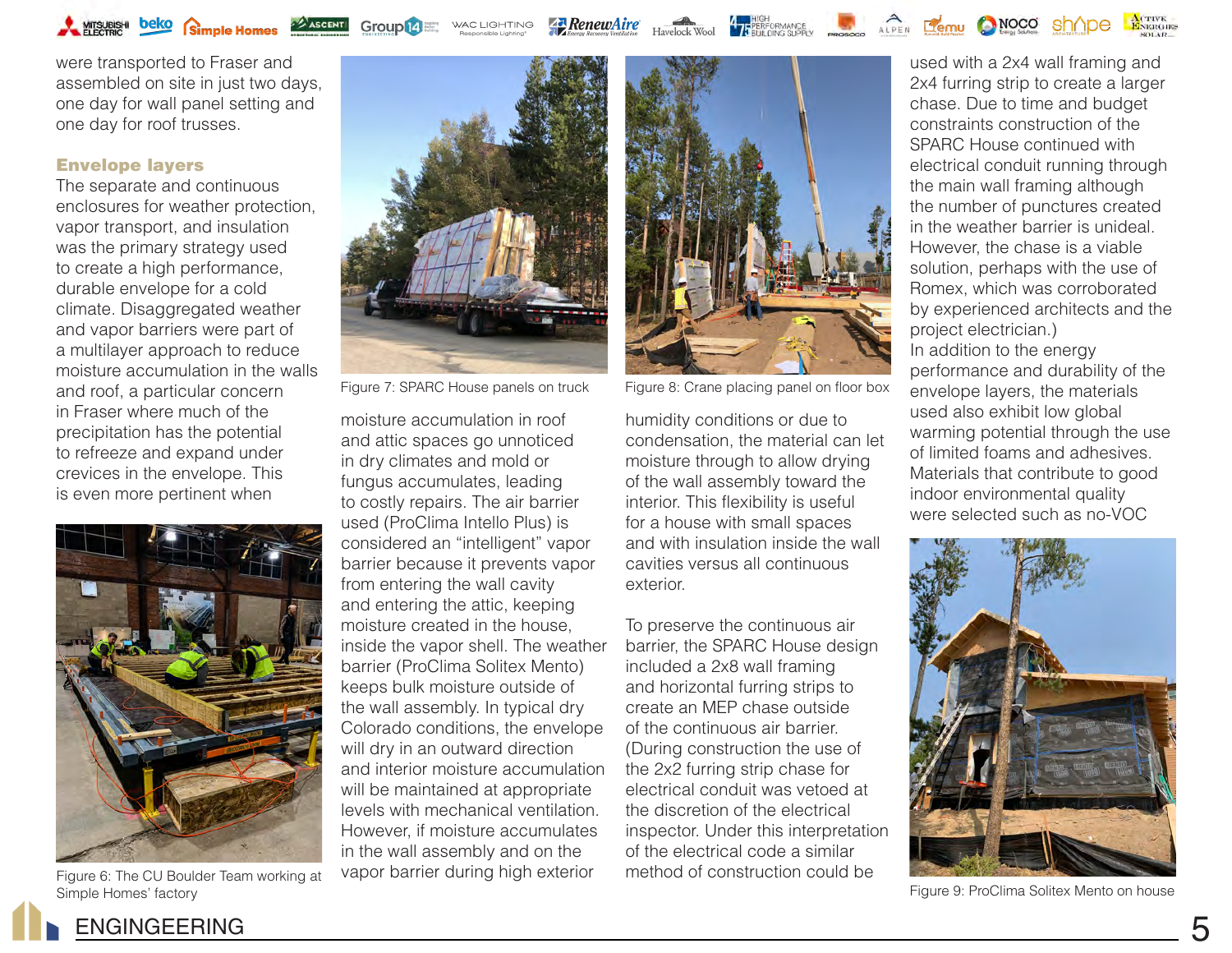were transported to Fraser and assembled on site in just two days, one day for wall panel setting and one day for roof trusses.

### Envelope layers

The separate and continuous enclosures for weather protection, vapor transport, and insulation was the primary strategy used to create a high performance, durable envelope for a cold climate. Disaggregated weather and vapor barriers were part of a multilayer approach to reduce moisture accumulation in the walls and roof, a particular concern in Fraser where much of the precipitation has the potential to refreeze and expand under crevices in the envelope. This is even more pertinent when moisture accumulation in roof and attic spaces go unnoticed in dry climates and mold or fungus accumulates, leading to costly repairs. The air barrier used (ProClima Intello Plus) is considered an "intelligent" vapor barrier because it prevents vapor from entering the wall cavity and entering the attic, keeping moisture created in the house, inside the vapor shell. The weather barrier (ProClima Solitex Mento) keeps bulk moisture outside of the wall assembly. In typical dry Colorado conditions, the envelope will dry in an outward direction and interior moisture accumulation will be maintained at appropriate levels with mechanical ventilation. However, if moisture accumulates in the wall assembly and on the vapor barrier during high exterior humidity conditions or due to condensation, the material can let moisture through to allow drying of the wall assembly toward the interior. This flexibility is useful for a house with small spaces and with insulation inside the wall cavities versus all continuous exterior.

Figure 6: The CU Boulder Team working at Simple Homes' factory

Figure 7: SPARC House panels on truck

Figure 8: Crane placing panel on floor box

To preserve the continuous air barrier, the SPARC House design included a 2x8 wall framing and horizontal furring strips to create an MEP chase outside of the continuous air barrier. (During construction the use of the 2x2 furring strip chase for electrical conduit was vetoed at the discretion of the electrical inspector. Under this interpretation of the electrical code a similar method of construction could be used with a 2x4 wall framing and 2x4 furring strip to create a larger chase. Due to time and budget constraints construction of the SPARC House continued with electrical conduit running through the main wall framing although the number of punctures created in the weather barrier is unideal. However, the chase is a viable solution, perhaps with the use of Romex, which was corroborated by experienced architects and the project electrician.)

In addition to the energy performance and durability of the envelope layers, the materials used also exhibit low global warming potential through the use of limited foams and adhesives. Materials that contribute to good indoor environmental quality were selected such as no-VOC

Figure 9: ProClima Solitex Mento on house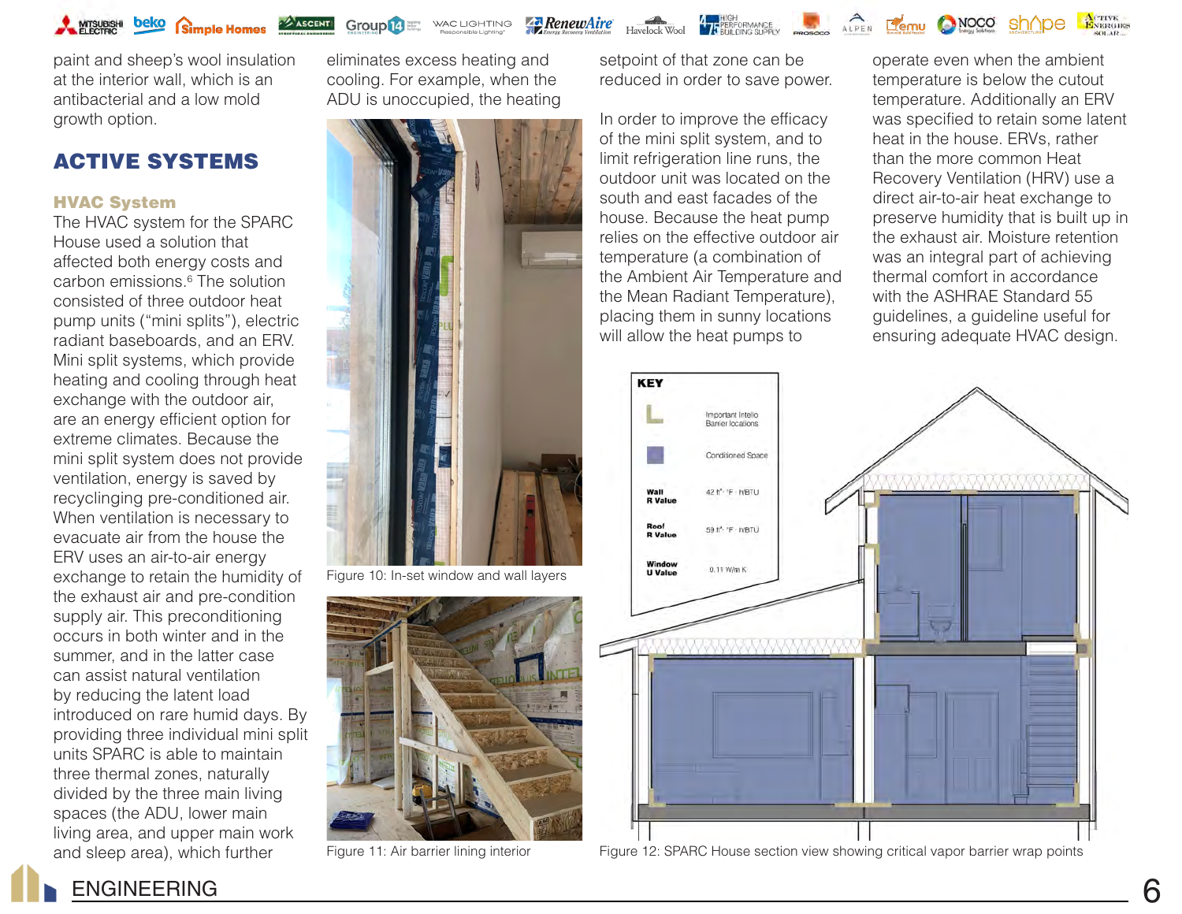paint and sheep's wool insulation at the interior wall, which is an antibacterial and a low mold growth option.

## ACTIVE SYSTEMS

### HVAC System

The HVAC system for the SPARC House used a solution that affected both energy costs and carbon emissions.[6] The solution consisted of three outdoor heat pump units ("mini splits"), electric radiant baseboards, and an ERV. Mini split systems, which provide heating and cooling through heat exchange with the outdoor air, are an energy efficient option for extreme climates. Because the mini split system does not provide ventilation, energy is saved by recyclinging pre-conditioned air. When ventilation is necessary to evacuate air from the house the ERV uses an air-to-air energy exchange to retain the humidity of the exhaust air and pre-condition supply air. This preconditioning occurs in both winter and in the summer, and in the latter case can assist natural ventilation by reducing the latent load introduced on rare humid days. By providing three individual mini split units SPARC is able to maintain three thermal zones, naturally divided by the three main living spaces (the ADU, lower main living area, and upper main work and sleep area), which further eliminates excess heating and cooling. For example, when the ADU is unoccupied, the heating setpoint of that zone can be reduced in order to save power.

Figure 10: In-set window and wall layers

Figure 11: Air barrier lining interior

In order to improve the efficacy of the mini split system, and to limit refrigeration line runs, the outdoor unit was located on the south and east facades of the house. Because the heat pump relies on the effective outdoor air temperature (a combination of the Ambient Air Temperature and the Mean Radiant Temperature), placing them in sunny locations will allow the heat pumps to operate even when the ambient temperature is below the cutout temperature. Additionally an ERV was specified to retain some latent heat in the house. ERVs, rather than the more common Heat Recovery Ventilation (HRV) use a direct air-to-air heat exchange to preserve humidity that is built up in the exhaust air. Moisture retention was an integral part of achieving thermal comfort in accordance with the ASHRAE Standard 55 guidelines, a guideline useful for ensuring adequate HVAC design.

| KEY | |
|---|---|
| (symbol) | Important Intello Barrier locations |
| (symbol) | Conditioned Space |
| Wall R Value | 42 ft²·°F·h/BTU |
| Roof R Value | 59 ft²·°F·h/BTU |
| Window U Value | 0.11 W/m K |

Figure 12: SPARC House section view showing critical vapor barrier wrap points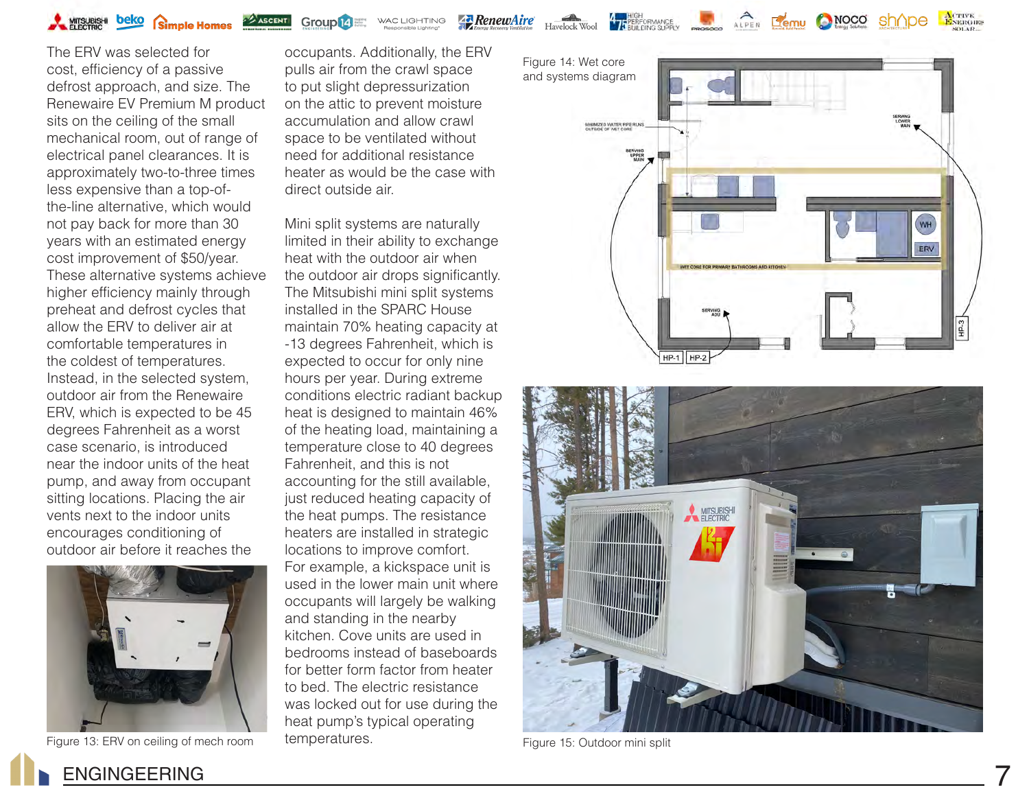The ERV was selected for cost, efficiency of a passive defrost approach, and size. The Renewaire EV Premium M product sits on the ceiling of the small mechanical room, out of range of electrical panel clearances. It is approximately two-to-three times less expensive than a top-of-the-line alternative, which would not pay back for more than 30 years with an estimated energy cost improvement of $50/year. These alternative systems achieve higher efficiency mainly through preheat and defrost cycles that allow the ERV to deliver air at comfortable temperatures in the coldest of temperatures. Instead, in the selected system, outdoor air from the Renewaire ERV, which is expected to be 45 degrees Fahrenheit as a worst case scenario, is introduced near the indoor units of the heat pump, and away from occupant sitting locations. Placing the air vents next to the indoor units encourages conditioning of outdoor air before it reaches the occupants. Additionally, the ERV pulls air from the crawl space to put slight depressurization on the attic to prevent moisture accumulation and allow crawl space to be ventilated without need for additional resistance heater as would be the case with direct outside air.

Figure 13: ERV on ceiling of mech room

Mini split systems are naturally limited in their ability to exchange heat with the outdoor air when the outdoor air drops significantly. The Mitsubishi mini split systems installed in the SPARC House maintain 70% heating capacity at -13 degrees Fahrenheit, which is expected to occur for only nine hours per year. During extreme conditions electric radiant backup heat is designed to maintain 46% of the heating load, maintaining a temperature close to 40 degrees Fahrenheit, and this is not accounting for the still available, just reduced heating capacity of the heat pumps. The resistance heaters are installed in strategic locations to improve comfort. For example, a kickspace unit is used in the lower main unit where occupants will largely be walking and standing in the nearby kitchen. Cove units are used in bedrooms instead of baseboards for better form factor from heater to bed. The electric resistance was locked out for use during the heat pump's typical operating temperatures.

Figure 14: Wet core and systems diagram

Figure 15: Outdoor mini split

## ENGINGEERING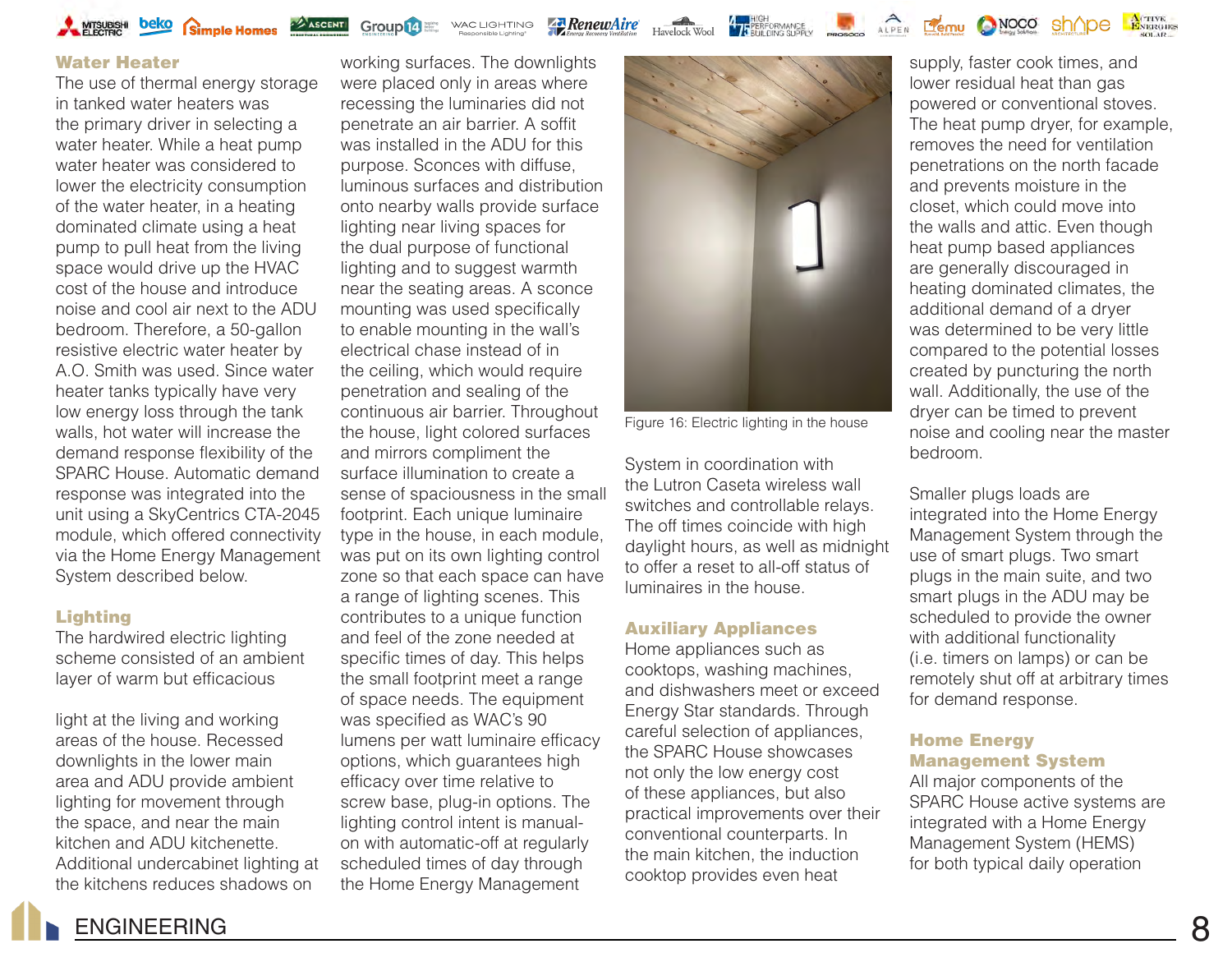## Water Heater

The use of thermal energy storage in tanked water heaters was the primary driver in selecting a water heater. While a heat pump water heater was considered to lower the electricity consumption of the water heater, in a heating dominated climate using a heat pump to pull heat from the living space would drive up the HVAC cost of the house and introduce noise and cool air next to the ADU bedroom. Therefore, a 50-gallon resistive electric water heater by A.O. Smith was used. Since water heater tanks typically have very low energy loss through the tank walls, hot water will increase the demand response flexibility of the SPARC House. Automatic demand response was integrated into the unit using a SkyCentrics CTA-2045 module, which offered connectivity via the Home Energy Management System described below.

## Lighting

The hardwired electric lighting scheme consisted of an ambient layer of warm but efficacious

light at the living and working areas of the house. Recessed downlights in the lower main area and ADU provide ambient lighting for movement through the space, and near the main kitchen and ADU kitchenette. Additional undercabinet lighting at the kitchens reduces shadows on working surfaces. The downlights were placed only in areas where recessing the luminaries did not penetrate an air barrier. A soffit was installed in the ADU for this purpose. Sconces with diffuse, luminous surfaces and distribution onto nearby walls provide surface lighting near living spaces for the dual purpose of functional lighting and to suggest warmth near the seating areas. A sconce mounting was used specifically to enable mounting in the wall's electrical chase instead of in the ceiling, which would require penetration and sealing of the continuous air barrier. Throughout the house, light colored surfaces and mirrors compliment the surface illumination to create a sense of spaciousness in the small footprint. Each unique luminaire type in the house, in each module, was put on its own lighting control zone so that each space can have a range of lighting scenes. This contributes to a unique function and feel of the zone needed at specific times of day. This helps the small footprint meet a range of space needs. The equipment was specified as WAC's 90 lumens per watt luminaire efficacy options, which guarantees high efficacy over time relative to screw base, plug-in options. The lighting control intent is manual-on with automatic-off at regularly scheduled times of day through the Home Energy Management

Figure 16: Electric lighting in the house

System in coordination with the Lutron Caseta wireless wall switches and controllable relays. The off times coincide with high daylight hours, as well as midnight to offer a reset to all-off status of luminaires in the house.

## Auxiliary Appliances

Home appliances such as cooktops, washing machines, and dishwashers meet or exceed Energy Star standards. Through careful selection of appliances, the SPARC House showcases not only the low energy cost of these appliances, but also practical improvements over their conventional counterparts. In the main kitchen, the induction cooktop provides even heat supply, faster cook times, and lower residual heat than gas powered or conventional stoves. The heat pump dryer, for example, removes the need for ventilation penetrations on the north facade and prevents moisture in the closet, which could move into the walls and attic. Even though heat pump based appliances are generally discouraged in heating dominated climates, the additional demand of a dryer was determined to be very little compared to the potential losses created by puncturing the north wall. Additionally, the use of the dryer can be timed to prevent noise and cooling near the master bedroom.

Smaller plugs loads are integrated into the Home Energy Management System through the use of smart plugs. Two smart plugs in the main suite, and two smart plugs in the ADU may be scheduled to provide the owner with additional functionality (i.e. timers on lamps) or can be remotely shut off at arbitrary times for demand response.

## Home Energy Management System

All major components of the SPARC House active systems are integrated with a Home Energy Management System (HEMS) for both typical daily operation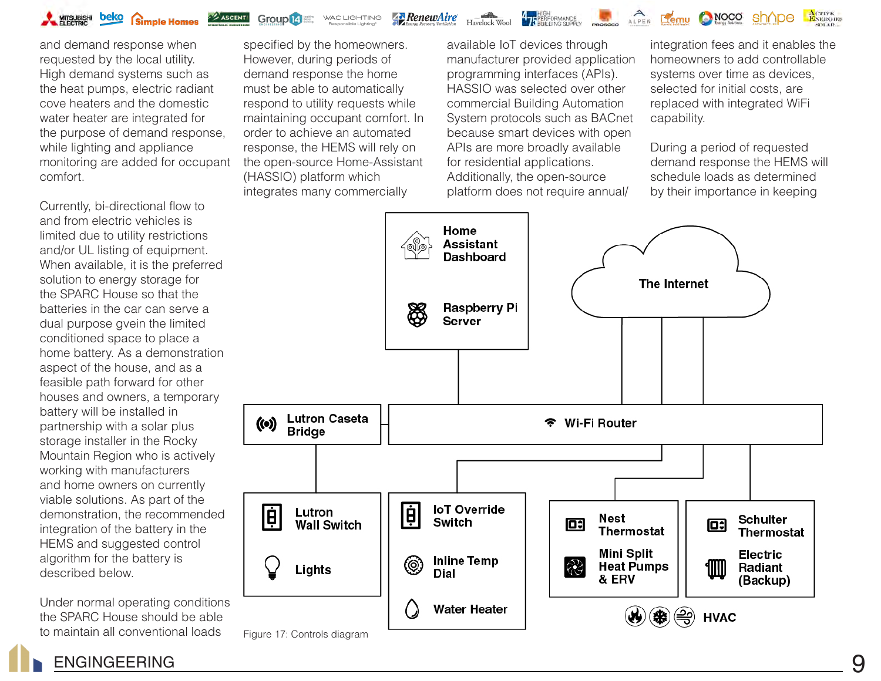and demand response when requested by the local utility. High demand systems such as the heat pumps, electric radiant cove heaters and the domestic water heater are integrated for the purpose of demand response, while lighting and appliance monitoring are added for occupant comfort.

Currently, bi-directional flow to and from electric vehicles is limited due to utility restrictions and/or UL listing of equipment. When available, it is the preferred solution to energy storage for the SPARC House so that the batteries in the car can serve a dual purpose gvein the limited conditioned space to place a home battery. As a demonstration aspect of the house, and as a feasible path forward for other houses and owners, a temporary battery will be installed in partnership with a solar plus storage installer in the Rocky Mountain Region who is actively working with manufacturers and home owners on currently viable solutions. As part of the demonstration, the recommended integration of the battery in the HEMS and suggested control algorithm for the battery is described below.

Under normal operating conditions the SPARC House should be able to maintain all conventional loads specified by the homeowners. However, during periods of demand response the home must be able to automatically respond to utility requests while maintaining occupant comfort. In order to achieve an automated response, the HEMS will rely on the open-source Home-Assistant (HASSIO) platform which integrates many commercially available IoT devices through manufacturer provided application programming interfaces (APIs). HASSIO was selected over other commercial Building Automation System protocols such as BACnet because smart devices with open APIs are more broadly available for residential applications. Additionally, the open-source platform does not require annual/integration fees and it enables the homeowners to add controllable systems over time as devices, selected for initial costs, are replaced with integrated WiFi capability.

During a period of requested demand response the HEMS will schedule loads as determined by their importance in keeping

Home Assistant Dashboard
Raspberry Pi Server
The Internet
Lutron Caseta Bridge
Wi-Fi Router
Lutron Wall Switch
Lights
IoT Override Switch
Inline Temp Dial
Water Heater
Nest Thermostat
Mini Split Heat Pumps & ERV
Schulter Thermostat
Electric Radiant (Backup)
HVAC

Figure 17: Controls diagram

ENGINGEERING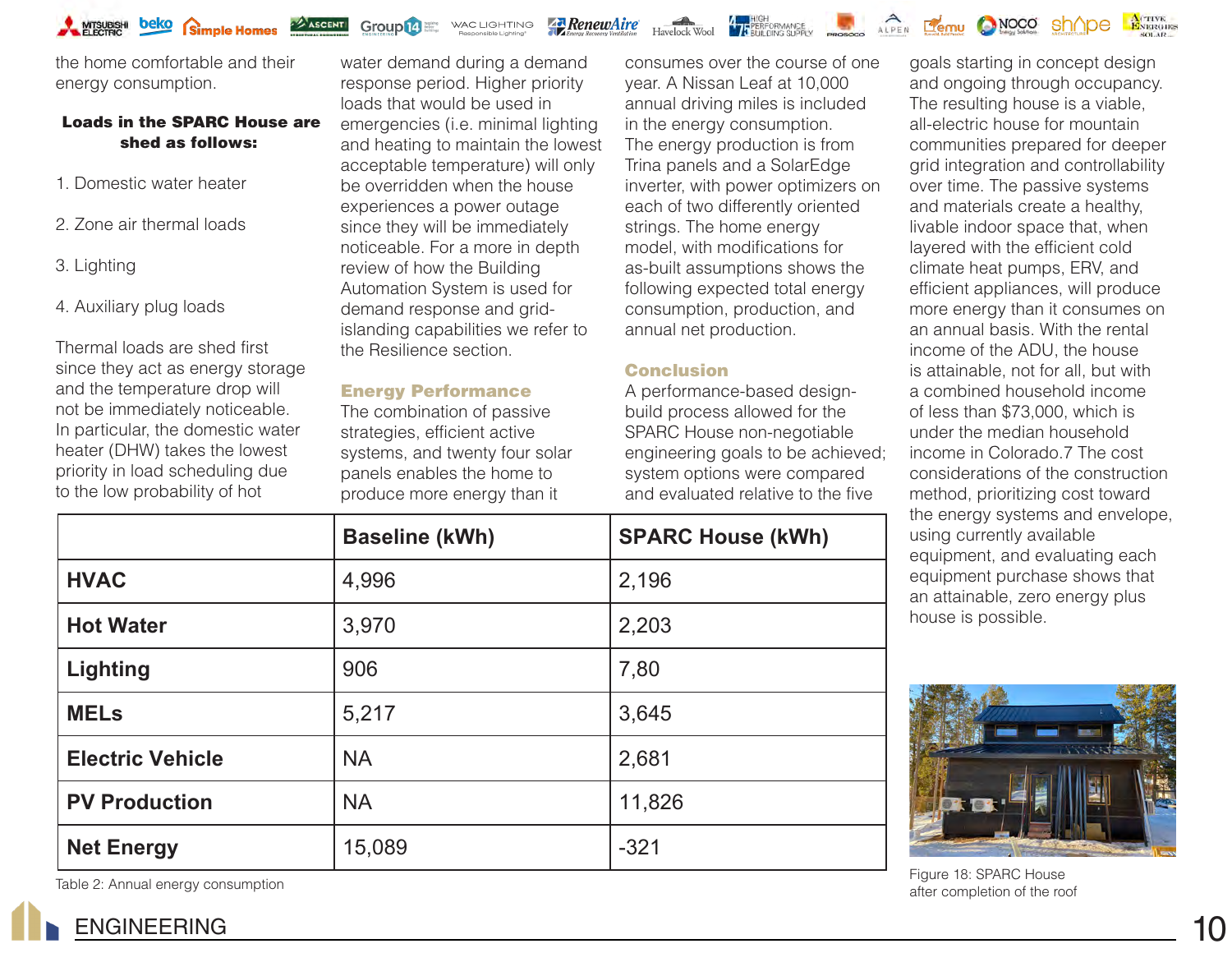the home comfortable and their energy consumption.

**Loads in the SPARC House are shed as follows:**

1. Domestic water heater
2. Zone air thermal loads
3. Lighting
4. Auxiliary plug loads

Thermal loads are shed first since they act as energy storage and the temperature drop will not be immediately noticeable. In particular, the domestic water heater (DHW) takes the lowest priority in load scheduling due to the low probability of hot water demand during a demand response period. Higher priority loads that would be used in emergencies (i.e. minimal lighting and heating to maintain the lowest acceptable temperature) will only be overridden when the house experiences a power outage since they will be immediately noticeable. For a more in depth review of how the Building Automation System is used for demand response and grid-islanding capabilities we refer to the Resilience section.

## Energy Performance

The combination of passive strategies, efficient active systems, and twenty four solar panels enables the home to produce more energy than it consumes over the course of one year. A Nissan Leaf at 10,000 annual driving miles is included in the energy consumption. The energy production is from Trina panels and a SolarEdge inverter, with power optimizers on each of two differently oriented strings. The home energy model, with modifications for as-built assumptions shows the following expected total energy consumption, production, and annual net production.

## Conclusion

A performance-based design-build process allowed for the SPARC House non-negotiable engineering goals to be achieved; system options were compared and evaluated relative to the five goals starting in concept design and ongoing through occupancy. The resulting house is a viable, all-electric house for mountain communities prepared for deeper grid integration and controllability over time. The passive systems and materials create a healthy, livable indoor space that, when layered with the efficient cold climate heat pumps, ERV, and efficient appliances, will produce more energy than it consumes on an annual basis. With the rental income of the ADU, the house is attainable, not for all, but with a combined household income of less than $73,000, which is under the median household income in Colorado.7 The cost considerations of the construction method, prioritizing cost toward the energy systems and envelope, using currently available equipment, and evaluating each equipment purchase shows that an attainable, zero energy plus house is possible.

| | Baseline (kWh) | SPARC House (kWh) |
|---|---|---|
| **HVAC** | 4,996 | 2,196 |
| **Hot Water** | 3,970 | 2,203 |
| **Lighting** | 906 | 7,80 |
| **MELs** | 5,217 | 3,645 |
| **Electric Vehicle** | NA | 2,681 |
| **PV Production** | NA | 11,826 |
| **Net Energy** | 15,089 | -321 |

Table 2: Annual energy consumption

Figure 18: SPARC House after completion of the roof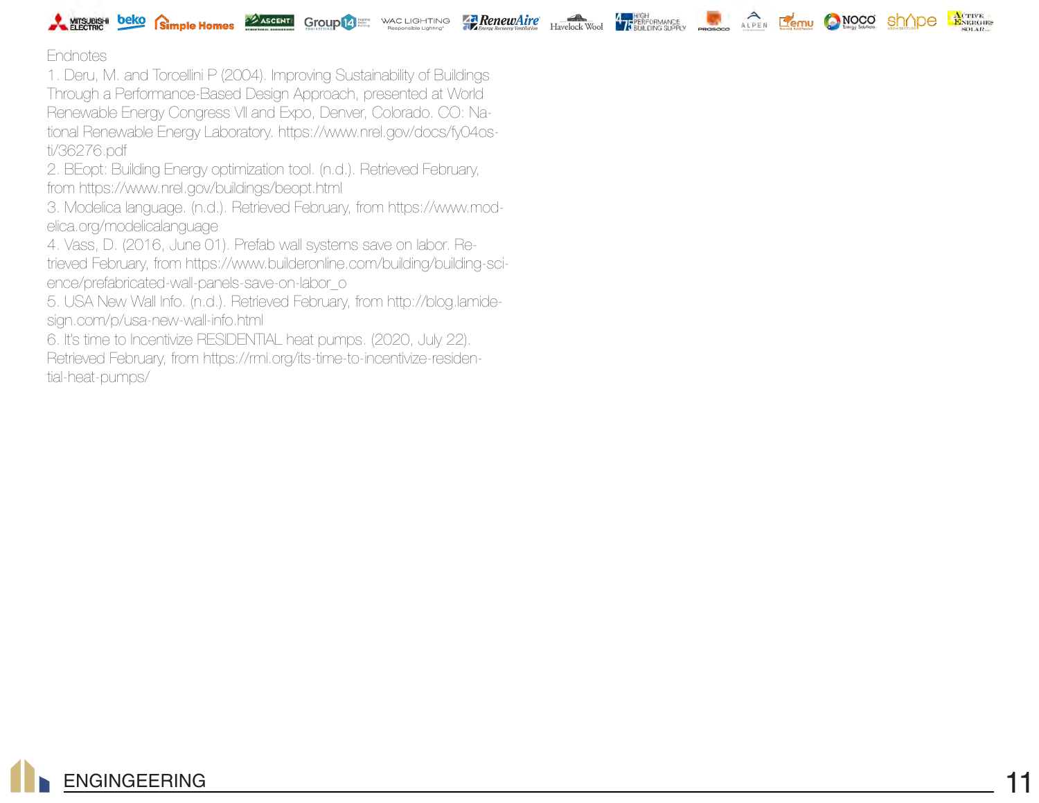Endnotes

1. Deru, M. and Torcellini P (2004). Improving Sustainability of Buildings Through a Performance-Based Design Approach, presented at World Renewable Energy Congress VII and Expo, Denver, Colorado. CO: National Renewable Energy Laboratory. https://www.nrel.gov/docs/fy04osti/36276.pdf
2. BEopt: Building Energy optimization tool. (n.d.). Retrieved February, from https://www.nrel.gov/buildings/beopt.html
3. Modelica language. (n.d.). Retrieved February, from https://www.modelica.org/modelicalanguage
4. Vass, D. (2016, June 01). Prefab wall systems save on labor. Retrieved February, from https://www.builderonline.com/building/building-science/prefabricated-wall-panels-save-on-labor_o
5. USA New Wall Info. (n.d.). Retrieved February, from http://blog.lamidesign.com/p/usa-new-wall-info.html
6. It's time to Incentivize RESIDENTIAL heat pumps. (2020, July 22). Retrieved February, from https://rmi.org/its-time-to-incentivize-residential-heat-pumps/